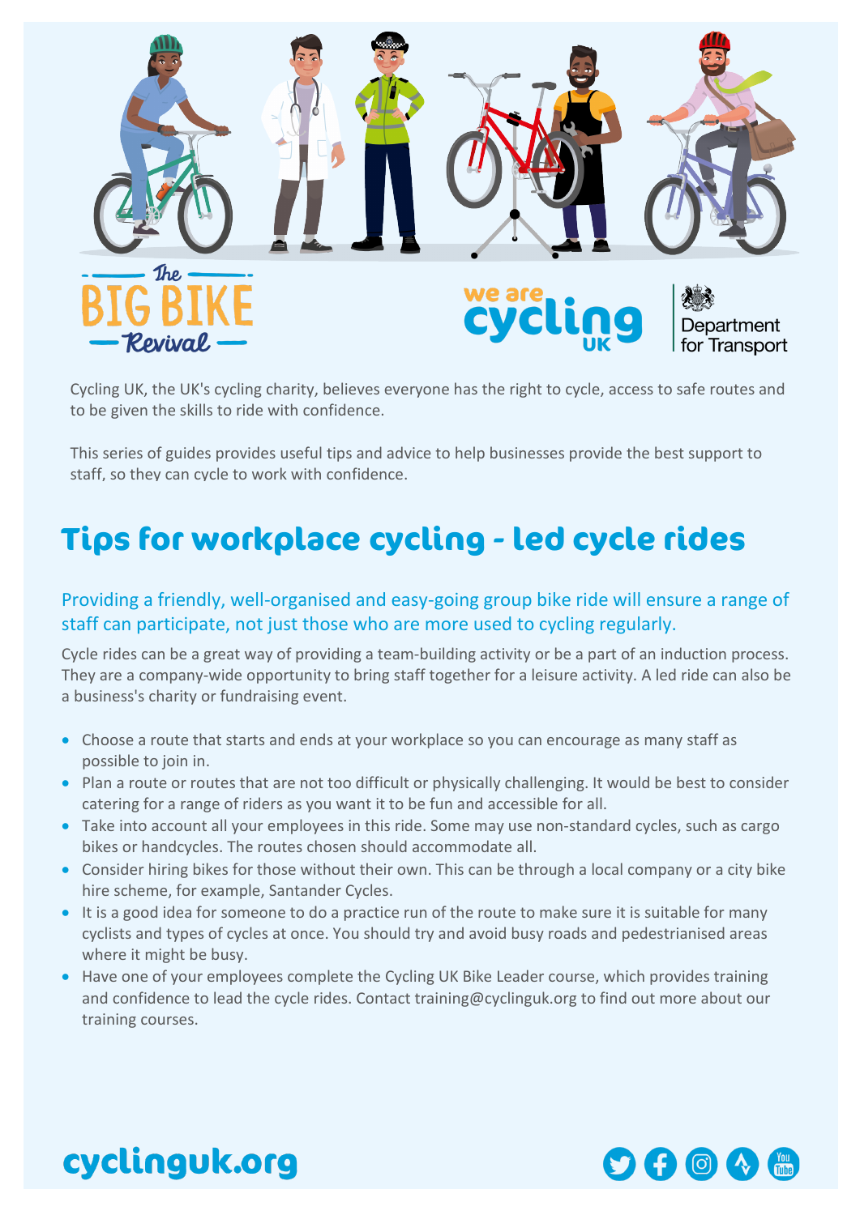Cycling UK, the UK's cycling charity, believes everyone has the right to cycle, access to safe routes and to be given the skills to ride with confidence.

This series of guides provides useful tips and advice to help businesses provide the best support to staff, so they can cycle to work with confidence.

# Tips for workplace cycling - led cycle rides

## Providing a friendly, well-organised and easy-going group bike ride will ensure a range of staff can participate, not just those who are more used to cycling regularly.

Cycle rides can be a great way of providing a team-building activity or be a part of an induction process. They are a company-wide opportunity to bring staff together for a leisure activity. A led ride can also be a business's charity or fundraising event.

- Choose a route that starts and ends at your workplace so you can encourage as many staff as possible to join in.
- Plan a route or routes that are not too difficult or physically challenging. It would be best to consider catering for a range of riders as you want it to be fun and accessible for all.
- Take into account all your employees in this ride. Some may use non-standard cycles, such as cargo bikes or handcycles. The routes chosen should accommodate all.
- Consider hiring bikes for those without their own. This can be through a local company or a city bike hire scheme, for example, Santander Cycles.
- It is a good idea for someone to do a practice run of the route to make sure it is suitable for many cyclists and types of cycles at once. You should try and avoid busy roads and pedestrianised areas where it might be busy.
- Have one of your employees complete the Cycling UK Bike Leader course, which provides training and confidence to lead the cycle rides. Contact training@cyclinguk.org to find out more about our training courses.

cyclinguk.org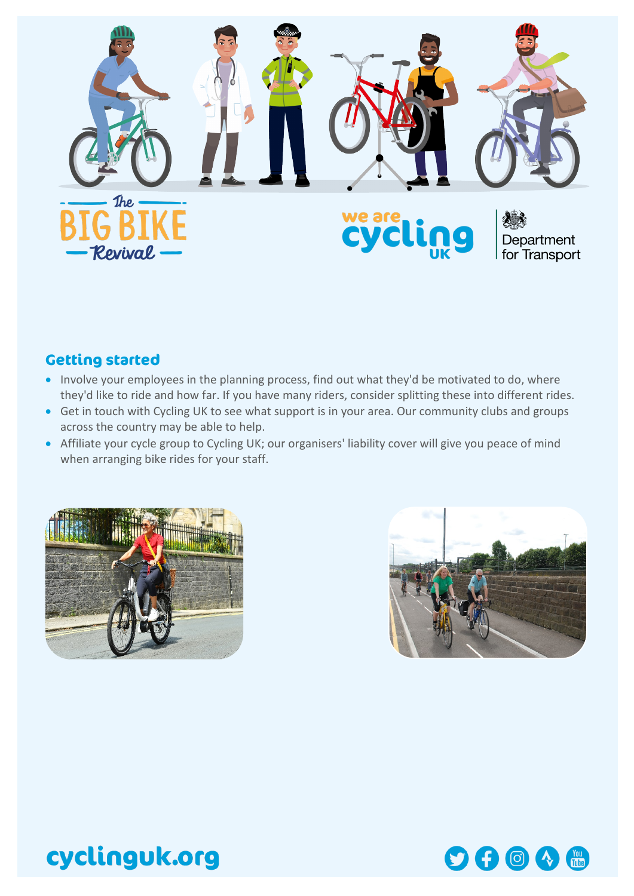## Getting started

- Involve your employees in the planning process, find out what they'd be motivated to do, where they'd like to ride and how far. If you have many riders, consider splitting these into different rides.
- Get in touch with Cycling UK to see what support is in your area. Our community clubs and groups across the country may be able to help.
- Affiliate your cycle group to Cycling UK; our organisers' liability cover will give you peace of mind when arranging bike rides for your staff.

cyclinguk.org